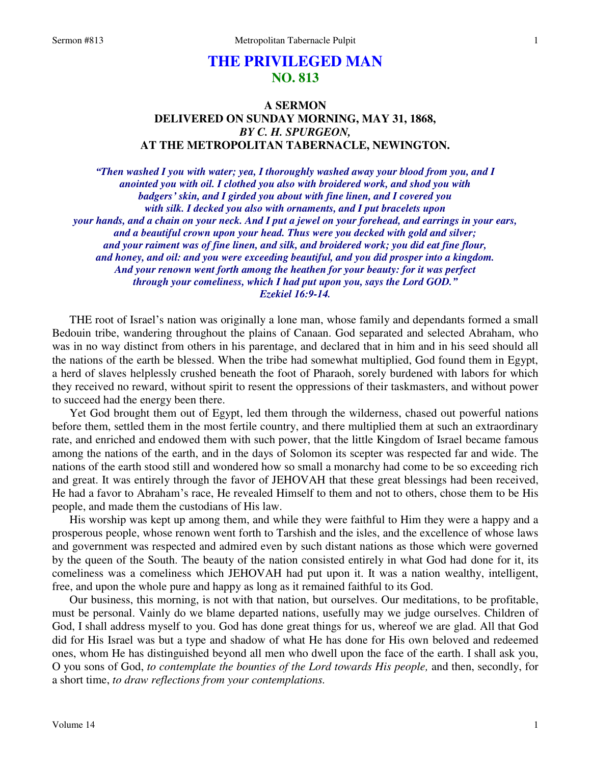# THE PRIVILEGED MAN
## NO. 813

### A SERMON
### DELIVERED ON SUNDAY MORNING, MAY 31, 1868,
### *BY C. H. SPURGEON,*
### AT THE METROPOLITAN TABERNACLE, NEWINGTON.

***"Then washed I you with water; yea, I thoroughly washed away your blood from you, and I anointed you with oil. I clothed you also with broidered work, and shod you with badgers' skin, and I girded you about with fine linen, and I covered you with silk. I decked you also with ornaments, and I put bracelets upon your hands, and a chain on your neck. And I put a jewel on your forehead, and earrings in your ears, and a beautiful crown upon your head. Thus were you decked with gold and silver; and your raiment was of fine linen, and silk, and broidered work; you did eat fine flour, and honey, and oil: and you were exceeding beautiful, and you did prosper into a kingdom. And your renown went forth among the heathen for your beauty: for it was perfect through your comeliness, which I had put upon you, says the Lord GOD."***
***Ezekiel 16:9-14.***

THE root of Israel's nation was originally a lone man, whose family and dependants formed a small Bedouin tribe, wandering throughout the plains of Canaan. God separated and selected Abraham, who was in no way distinct from others in his parentage, and declared that in him and in his seed should all the nations of the earth be blessed. When the tribe had somewhat multiplied, God found them in Egypt, a herd of slaves helplessly crushed beneath the foot of Pharaoh, sorely burdened with labors for which they received no reward, without spirit to resent the oppressions of their taskmasters, and without power to succeed had the energy been there.

Yet God brought them out of Egypt, led them through the wilderness, chased out powerful nations before them, settled them in the most fertile country, and there multiplied them at such an extraordinary rate, and enriched and endowed them with such power, that the little Kingdom of Israel became famous among the nations of the earth, and in the days of Solomon its scepter was respected far and wide. The nations of the earth stood still and wondered how so small a monarchy had come to be so exceeding rich and great. It was entirely through the favor of JEHOVAH that these great blessings had been received, He had a favor to Abraham's race, He revealed Himself to them and not to others, chose them to be His people, and made them the custodians of His law.

His worship was kept up among them, and while they were faithful to Him they were a happy and a prosperous people, whose renown went forth to Tarshish and the isles, and the excellence of whose laws and government was respected and admired even by such distant nations as those which were governed by the queen of the South. The beauty of the nation consisted entirely in what God had done for it, its comeliness was a comeliness which JEHOVAH had put upon it. It was a nation wealthy, intelligent, free, and upon the whole pure and happy as long as it remained faithful to its God.

Our business, this morning, is not with that nation, but ourselves. Our meditations, to be profitable, must be personal. Vainly do we blame departed nations, usefully may we judge ourselves. Children of God, I shall address myself to you. God has done great things for us, whereof we are glad. All that God did for His Israel was but a type and shadow of what He has done for His own beloved and redeemed ones, whom He has distinguished beyond all men who dwell upon the face of the earth. I shall ask you, O you sons of God, *to contemplate the bounties of the Lord towards His people,* and then, secondly, for a short time, *to draw reflections from your contemplations.*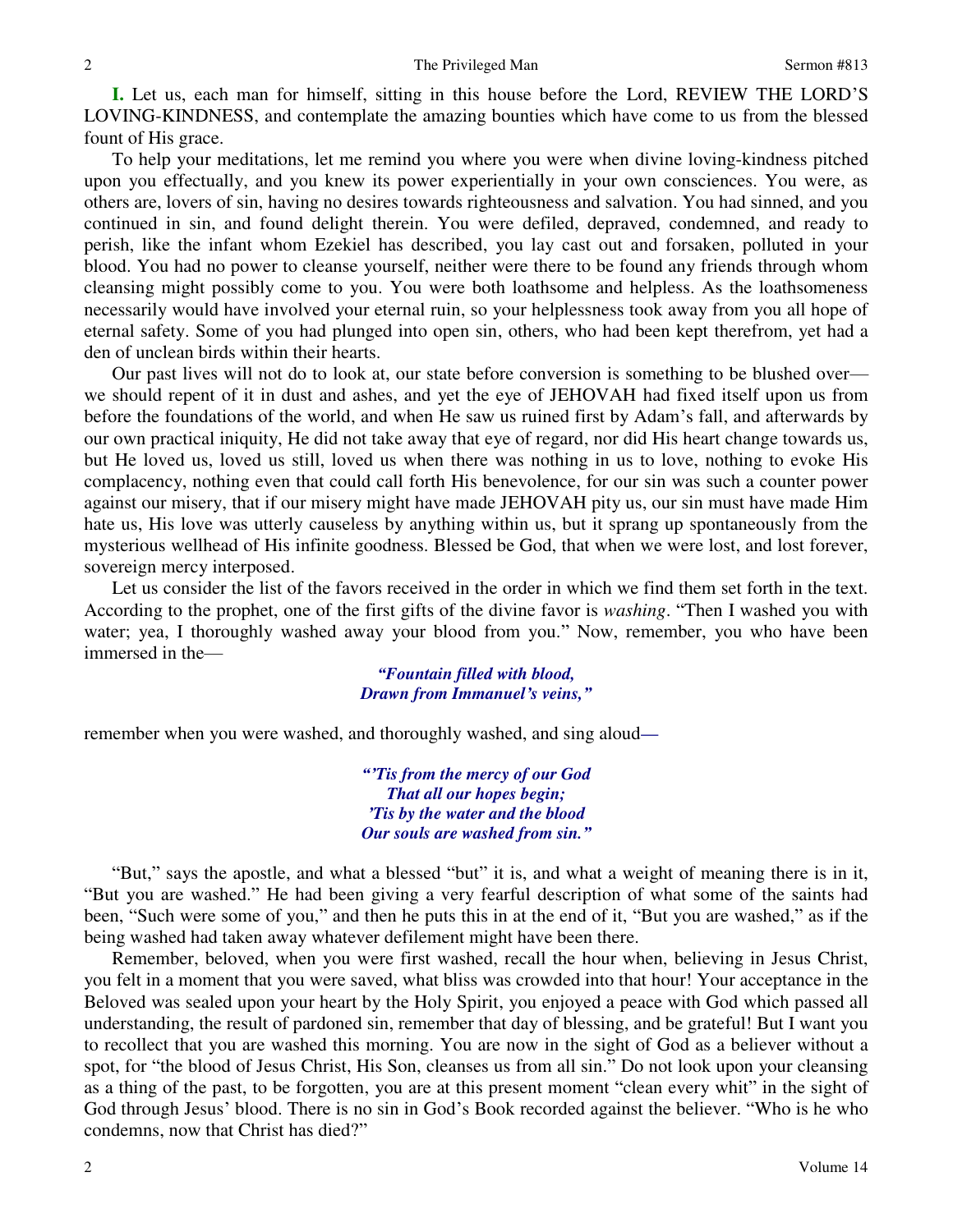**I.** Let us, each man for himself, sitting in this house before the Lord, REVIEW THE LORD'S LOVING-KINDNESS, and contemplate the amazing bounties which have come to us from the blessed fount of His grace.

To help your meditations, let me remind you where you were when divine loving-kindness pitched upon you effectually, and you knew its power experientially in your own consciences. You were, as others are, lovers of sin, having no desires towards righteousness and salvation. You had sinned, and you continued in sin, and found delight therein. You were defiled, depraved, condemned, and ready to perish, like the infant whom Ezekiel has described, you lay cast out and forsaken, polluted in your blood. You had no power to cleanse yourself, neither were there to be found any friends through whom cleansing might possibly come to you. You were both loathsome and helpless. As the loathsomeness necessarily would have involved your eternal ruin, so your helplessness took away from you all hope of eternal safety. Some of you had plunged into open sin, others, who had been kept therefrom, yet had a den of unclean birds within their hearts.

Our past lives will not do to look at, our state before conversion is something to be blushed over—we should repent of it in dust and ashes, and yet the eye of JEHOVAH had fixed itself upon us from before the foundations of the world, and when He saw us ruined first by Adam's fall, and afterwards by our own practical iniquity, He did not take away that eye of regard, nor did His heart change towards us, but He loved us, loved us still, loved us when there was nothing in us to love, nothing to evoke His complacency, nothing even that could call forth His benevolence, for our sin was such a counter power against our misery, that if our misery might have made JEHOVAH pity us, our sin must have made Him hate us, His love was utterly causeless by anything within us, but it sprang up spontaneously from the mysterious wellhead of His infinite goodness. Blessed be God, that when we were lost, and lost forever, sovereign mercy interposed.

Let us consider the list of the favors received in the order in which we find them set forth in the text. According to the prophet, one of the first gifts of the divine favor is *washing*. "Then I washed you with water; yea, I thoroughly washed away your blood from you." Now, remember, you who have been immersed in the—

> ***"Fountain filled with blood,***
> ***Drawn from Immanuel's veins,"***

remember when you were washed, and thoroughly washed, and sing aloud—

> ***"'Tis from the mercy of our God***
> ***That all our hopes begin;***
> ***'Tis by the water and the blood***
> ***Our souls are washed from sin."***

"But," says the apostle, and what a blessed "but" it is, and what a weight of meaning there is in it, "But you are washed." He had been giving a very fearful description of what some of the saints had been, "Such were some of you," and then he puts this in at the end of it, "But you are washed," as if the being washed had taken away whatever defilement might have been there.

Remember, beloved, when you were first washed, recall the hour when, believing in Jesus Christ, you felt in a moment that you were saved, what bliss was crowded into that hour! Your acceptance in the Beloved was sealed upon your heart by the Holy Spirit, you enjoyed a peace with God which passed all understanding, the result of pardoned sin, remember that day of blessing, and be grateful! But I want you to recollect that you are washed this morning. You are now in the sight of God as a believer without a spot, for "the blood of Jesus Christ, His Son, cleanses us from all sin." Do not look upon your cleansing as a thing of the past, to be forgotten, you are at this present moment "clean every whit" in the sight of God through Jesus' blood. There is no sin in God's Book recorded against the believer. "Who is he who condemns, now that Christ has died?"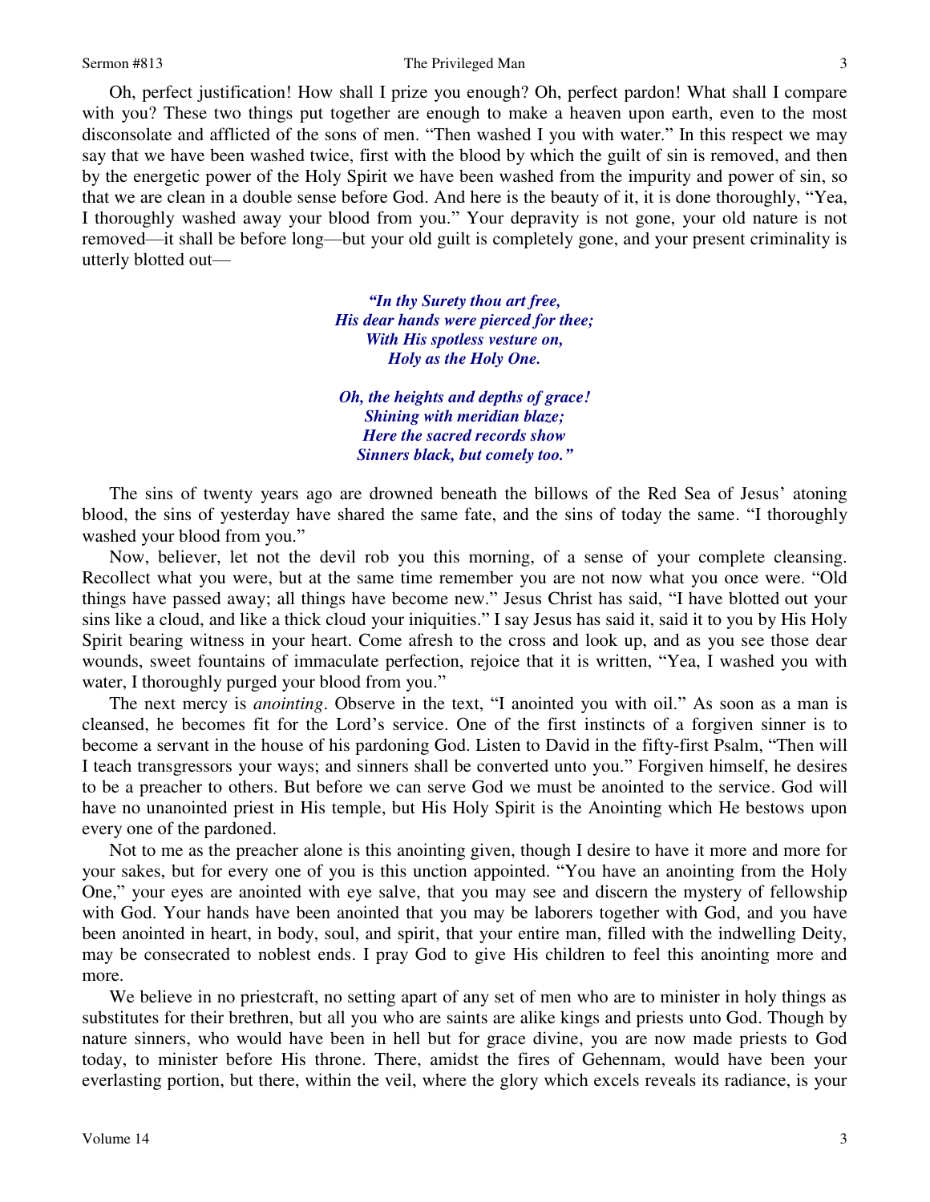Oh, perfect justification! How shall I prize you enough? Oh, perfect pardon! What shall I compare with you? These two things put together are enough to make a heaven upon earth, even to the most disconsolate and afflicted of the sons of men. "Then washed I you with water." In this respect we may say that we have been washed twice, first with the blood by which the guilt of sin is removed, and then by the energetic power of the Holy Spirit we have been washed from the impurity and power of sin, so that we are clean in a double sense before God. And here is the beauty of it, it is done thoroughly, "Yea, I thoroughly washed away your blood from you." Your depravity is not gone, your old nature is not removed—it shall be before long—but your old guilt is completely gone, and your present criminality is utterly blotted out—

> ***"In thy Surety thou art free,***
> ***His dear hands were pierced for thee;***
> ***With His spotless vesture on,***
> ***Holy as the Holy One.***
>
> ***Oh, the heights and depths of grace!***
> ***Shining with meridian blaze;***
> ***Here the sacred records show***
> ***Sinners black, but comely too."***

The sins of twenty years ago are drowned beneath the billows of the Red Sea of Jesus' atoning blood, the sins of yesterday have shared the same fate, and the sins of today the same. "I thoroughly washed your blood from you."

Now, believer, let not the devil rob you this morning, of a sense of your complete cleansing. Recollect what you were, but at the same time remember you are not now what you once were. "Old things have passed away; all things have become new." Jesus Christ has said, "I have blotted out your sins like a cloud, and like a thick cloud your iniquities." I say Jesus has said it, said it to you by His Holy Spirit bearing witness in your heart. Come afresh to the cross and look up, and as you see those dear wounds, sweet fountains of immaculate perfection, rejoice that it is written, "Yea, I washed you with water, I thoroughly purged your blood from you."

The next mercy is *anointing*. Observe in the text, "I anointed you with oil." As soon as a man is cleansed, he becomes fit for the Lord's service. One of the first instincts of a forgiven sinner is to become a servant in the house of his pardoning God. Listen to David in the fifty-first Psalm, "Then will I teach transgressors your ways; and sinners shall be converted unto you." Forgiven himself, he desires to be a preacher to others. But before we can serve God we must be anointed to the service. God will have no unanointed priest in His temple, but His Holy Spirit is the Anointing which He bestows upon every one of the pardoned.

Not to me as the preacher alone is this anointing given, though I desire to have it more and more for your sakes, but for every one of you is this unction appointed. "You have an anointing from the Holy One," your eyes are anointed with eye salve, that you may see and discern the mystery of fellowship with God. Your hands have been anointed that you may be laborers together with God, and you have been anointed in heart, in body, soul, and spirit, that your entire man, filled with the indwelling Deity, may be consecrated to noblest ends. I pray God to give His children to feel this anointing more and more.

We believe in no priestcraft, no setting apart of any set of men who are to minister in holy things as substitutes for their brethren, but all you who are saints are alike kings and priests unto God. Though by nature sinners, who would have been in hell but for grace divine, you are now made priests to God today, to minister before His throne. There, amidst the fires of Gehennam, would have been your everlasting portion, but there, within the veil, where the glory which excels reveals its radiance, is your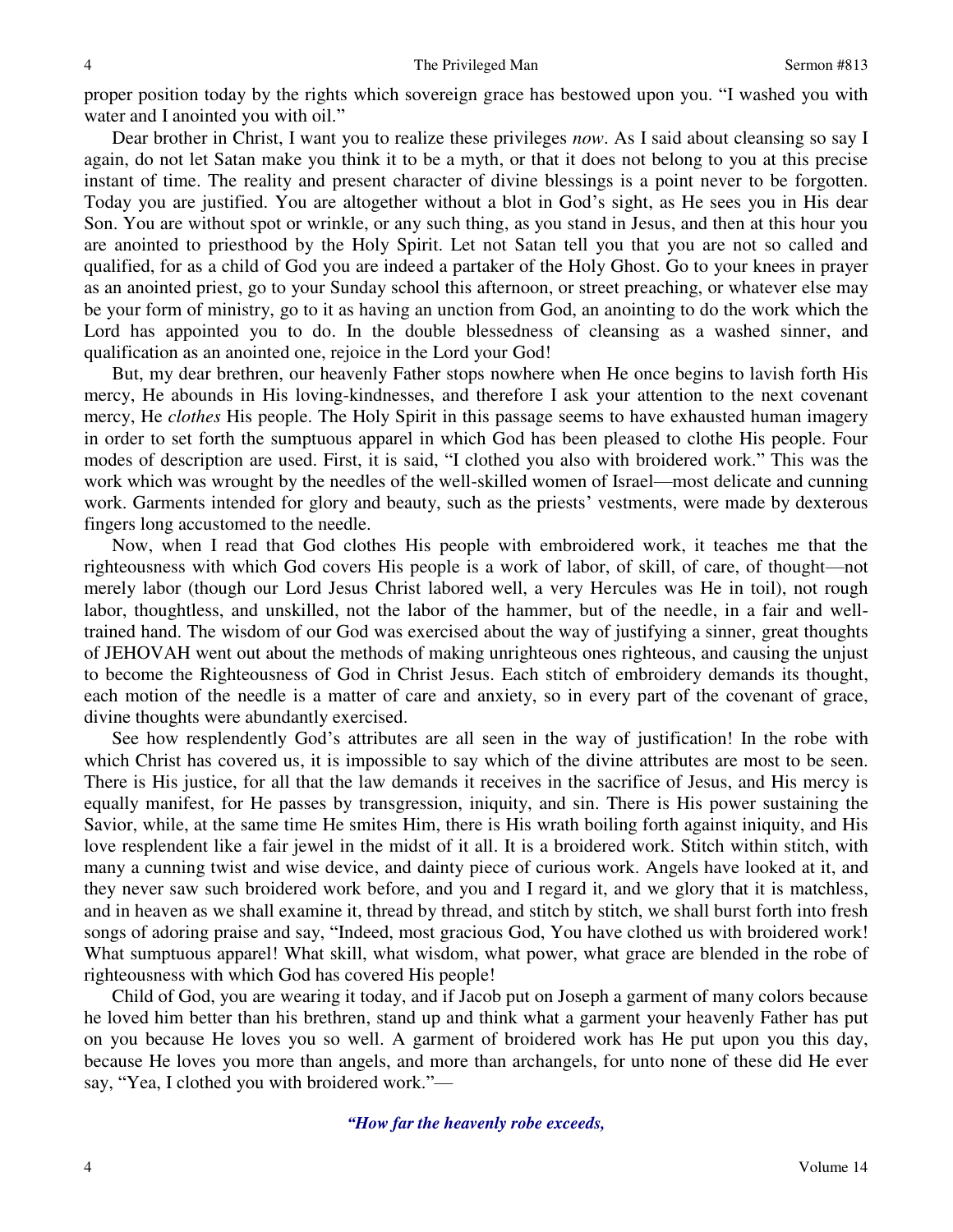proper position today by the rights which sovereign grace has bestowed upon you. "I washed you with water and I anointed you with oil."

Dear brother in Christ, I want you to realize these privileges *now*. As I said about cleansing so say I again, do not let Satan make you think it to be a myth, or that it does not belong to you at this precise instant of time. The reality and present character of divine blessings is a point never to be forgotten. Today you are justified. You are altogether without a blot in God's sight, as He sees you in His dear Son. You are without spot or wrinkle, or any such thing, as you stand in Jesus, and then at this hour you are anointed to priesthood by the Holy Spirit. Let not Satan tell you that you are not so called and qualified, for as a child of God you are indeed a partaker of the Holy Ghost. Go to your knees in prayer as an anointed priest, go to your Sunday school this afternoon, or street preaching, or whatever else may be your form of ministry, go to it as having an unction from God, an anointing to do the work which the Lord has appointed you to do. In the double blessedness of cleansing as a washed sinner, and qualification as an anointed one, rejoice in the Lord your God!

But, my dear brethren, our heavenly Father stops nowhere when He once begins to lavish forth His mercy, He abounds in His loving-kindnesses, and therefore I ask your attention to the next covenant mercy, He *clothes* His people. The Holy Spirit in this passage seems to have exhausted human imagery in order to set forth the sumptuous apparel in which God has been pleased to clothe His people. Four modes of description are used. First, it is said, "I clothed you also with broidered work." This was the work which was wrought by the needles of the well-skilled women of Israel—most delicate and cunning work. Garments intended for glory and beauty, such as the priests' vestments, were made by dexterous fingers long accustomed to the needle.

Now, when I read that God clothes His people with embroidered work, it teaches me that the righteousness with which God covers His people is a work of labor, of skill, of care, of thought—not merely labor (though our Lord Jesus Christ labored well, a very Hercules was He in toil), not rough labor, thoughtless, and unskilled, not the labor of the hammer, but of the needle, in a fair and well-trained hand. The wisdom of our God was exercised about the way of justifying a sinner, great thoughts of JEHOVAH went out about the methods of making unrighteous ones righteous, and causing the unjust to become the Righteousness of God in Christ Jesus. Each stitch of embroidery demands its thought, each motion of the needle is a matter of care and anxiety, so in every part of the covenant of grace, divine thoughts were abundantly exercised.

See how resplendently God's attributes are all seen in the way of justification! In the robe with which Christ has covered us, it is impossible to say which of the divine attributes are most to be seen. There is His justice, for all that the law demands it receives in the sacrifice of Jesus, and His mercy is equally manifest, for He passes by transgression, iniquity, and sin. There is His power sustaining the Savior, while, at the same time He smites Him, there is His wrath boiling forth against iniquity, and His love resplendent like a fair jewel in the midst of it all. It is a broidered work. Stitch within stitch, with many a cunning twist and wise device, and dainty piece of curious work. Angels have looked at it, and they never saw such broidered work before, and you and I regard it, and we glory that it is matchless, and in heaven as we shall examine it, thread by thread, and stitch by stitch, we shall burst forth into fresh songs of adoring praise and say, "Indeed, most gracious God, You have clothed us with broidered work! What sumptuous apparel! What skill, what wisdom, what power, what grace are blended in the robe of righteousness with which God has covered His people!

Child of God, you are wearing it today, and if Jacob put on Joseph a garment of many colors because he loved him better than his brethren, stand up and think what a garment your heavenly Father has put on you because He loves you so well. A garment of broidered work has He put upon you this day, because He loves you more than angels, and more than archangels, for unto none of these did He ever say, "Yea, I clothed you with broidered work."—

*"How far the heavenly robe exceeds,*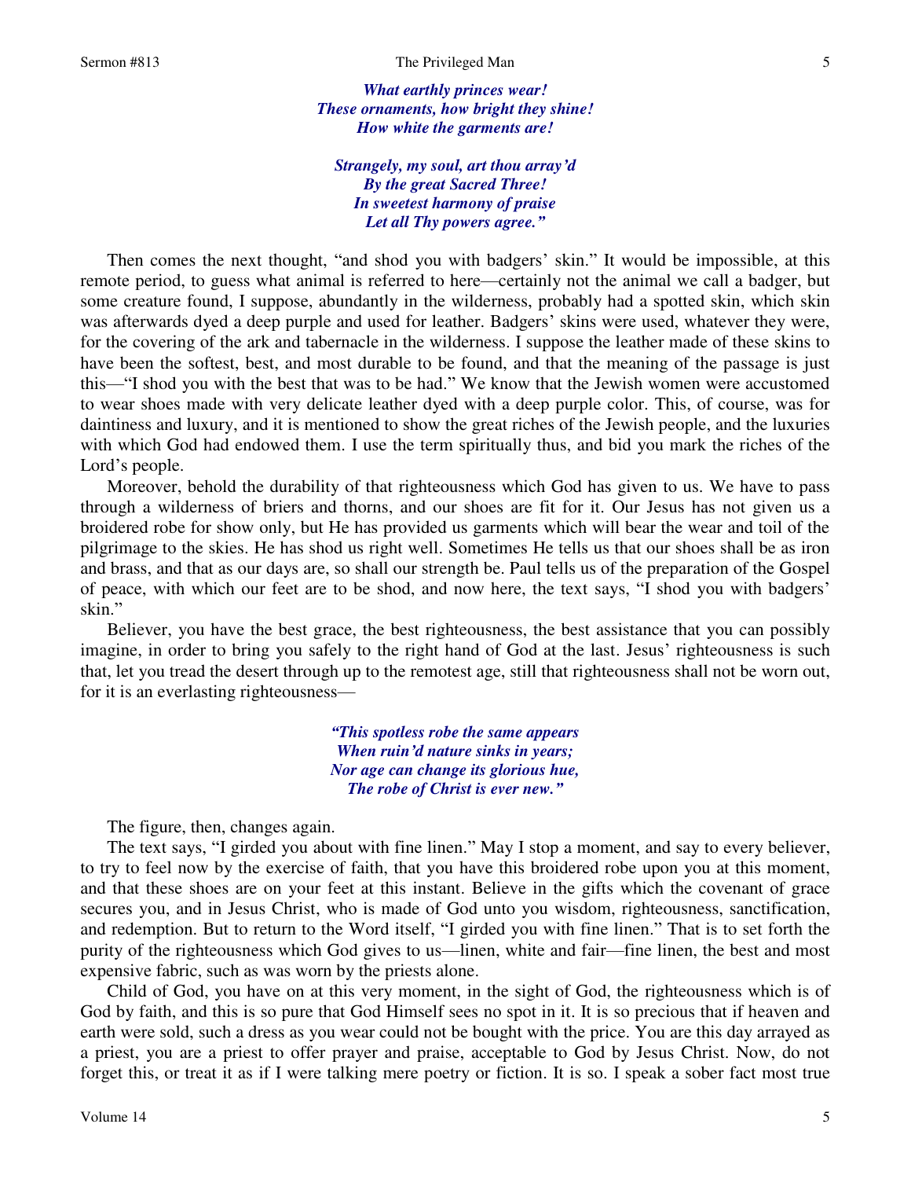*What earthly princes wear!*
*These ornaments, how bright they shine!*
*How white the garments are!*

*Strangely, my soul, art thou array'd*
*By the great Sacred Three!*
*In sweetest harmony of praise*
*Let all Thy powers agree."*

Then comes the next thought, "and shod you with badgers' skin." It would be impossible, at this remote period, to guess what animal is referred to here—certainly not the animal we call a badger, but some creature found, I suppose, abundantly in the wilderness, probably had a spotted skin, which skin was afterwards dyed a deep purple and used for leather. Badgers' skins were used, whatever they were, for the covering of the ark and tabernacle in the wilderness. I suppose the leather made of these skins to have been the softest, best, and most durable to be found, and that the meaning of the passage is just this—"I shod you with the best that was to be had." We know that the Jewish women were accustomed to wear shoes made with very delicate leather dyed with a deep purple color. This, of course, was for daintiness and luxury, and it is mentioned to show the great riches of the Jewish people, and the luxuries with which God had endowed them. I use the term spiritually thus, and bid you mark the riches of the Lord's people.

Moreover, behold the durability of that righteousness which God has given to us. We have to pass through a wilderness of briers and thorns, and our shoes are fit for it. Our Jesus has not given us a broidered robe for show only, but He has provided us garments which will bear the wear and toil of the pilgrimage to the skies. He has shod us right well. Sometimes He tells us that our shoes shall be as iron and brass, and that as our days are, so shall our strength be. Paul tells us of the preparation of the Gospel of peace, with which our feet are to be shod, and now here, the text says, "I shod you with badgers' skin."

Believer, you have the best grace, the best righteousness, the best assistance that you can possibly imagine, in order to bring you safely to the right hand of God at the last. Jesus' righteousness is such that, let you tread the desert through up to the remotest age, still that righteousness shall not be worn out, for it is an everlasting righteousness—

*"This spotless robe the same appears*
*When ruin'd nature sinks in years;*
*Nor age can change its glorious hue,*
*The robe of Christ is ever new."*

The figure, then, changes again.

The text says, "I girded you about with fine linen." May I stop a moment, and say to every believer, to try to feel now by the exercise of faith, that you have this broidered robe upon you at this moment, and that these shoes are on your feet at this instant. Believe in the gifts which the covenant of grace secures you, and in Jesus Christ, who is made of God unto you wisdom, righteousness, sanctification, and redemption. But to return to the Word itself, "I girded you with fine linen." That is to set forth the purity of the righteousness which God gives to us—linen, white and fair—fine linen, the best and most expensive fabric, such as was worn by the priests alone.

Child of God, you have on at this very moment, in the sight of God, the righteousness which is of God by faith, and this is so pure that God Himself sees no spot in it. It is so precious that if heaven and earth were sold, such a dress as you wear could not be bought with the price. You are this day arrayed as a priest, you are a priest to offer prayer and praise, acceptable to God by Jesus Christ. Now, do not forget this, or treat it as if I were talking mere poetry or fiction. It is so. I speak a sober fact most true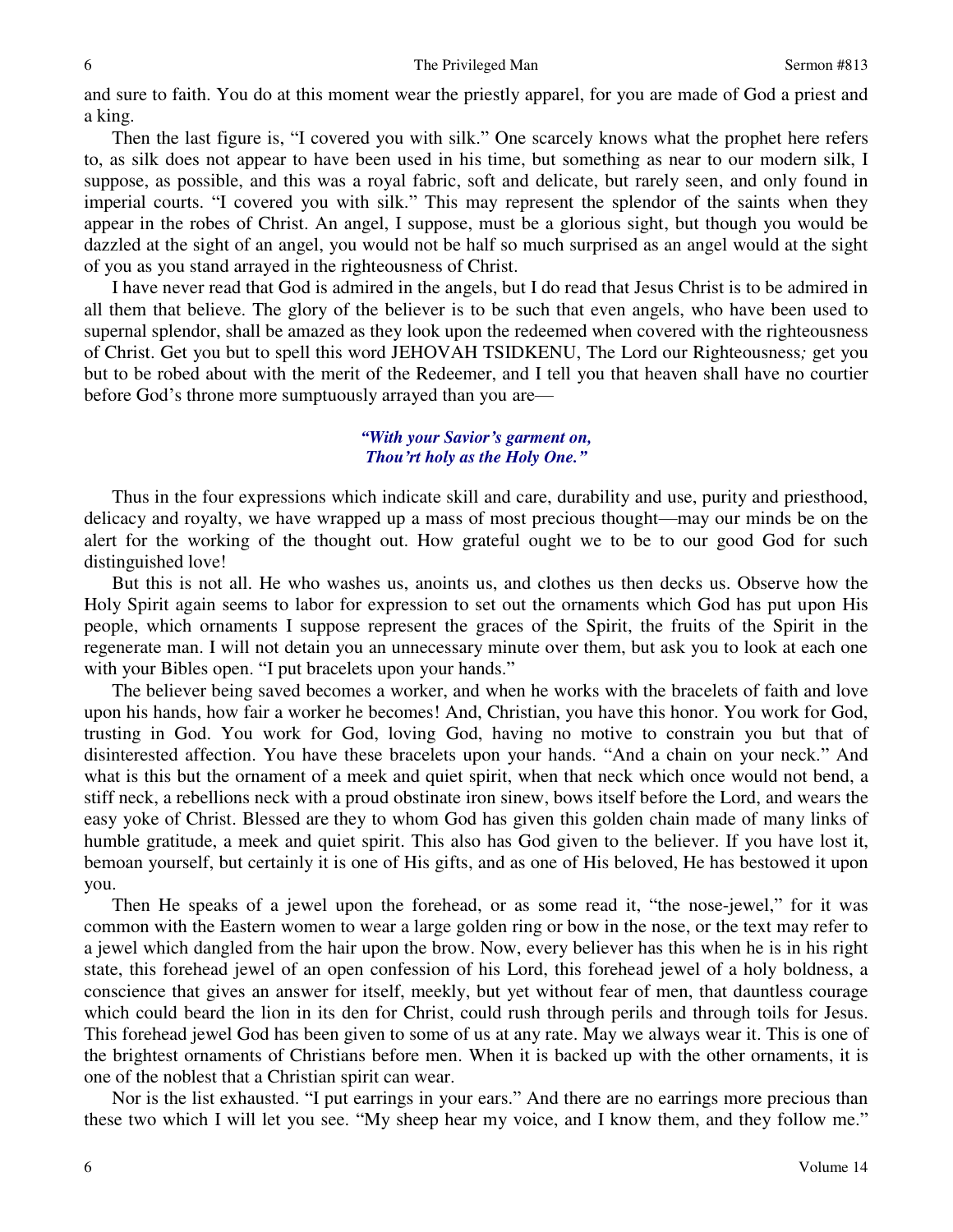and sure to faith. You do at this moment wear the priestly apparel, for you are made of God a priest and a king.

Then the last figure is, "I covered you with silk." One scarcely knows what the prophet here refers to, as silk does not appear to have been used in his time, but something as near to our modern silk, I suppose, as possible, and this was a royal fabric, soft and delicate, but rarely seen, and only found in imperial courts. "I covered you with silk." This may represent the splendor of the saints when they appear in the robes of Christ. An angel, I suppose, must be a glorious sight, but though you would be dazzled at the sight of an angel, you would not be half so much surprised as an angel would at the sight of you as you stand arrayed in the righteousness of Christ.

I have never read that God is admired in the angels, but I do read that Jesus Christ is to be admired in all them that believe. The glory of the believer is to be such that even angels, who have been used to supernal splendor, shall be amazed as they look upon the redeemed when covered with the righteousness of Christ. Get you but to spell this word JEHOVAH TSIDKENU, The Lord our Righteousness*;* get you but to be robed about with the merit of the Redeemer, and I tell you that heaven shall have no courtier before God's throne more sumptuously arrayed than you are—

> ***"With your Savior's garment on,***
> ***Thou'rt holy as the Holy One."***

Thus in the four expressions which indicate skill and care, durability and use, purity and priesthood, delicacy and royalty, we have wrapped up a mass of most precious thought—may our minds be on the alert for the working of the thought out. How grateful ought we to be to our good God for such distinguished love!

But this is not all. He who washes us, anoints us, and clothes us then decks us. Observe how the Holy Spirit again seems to labor for expression to set out the ornaments which God has put upon His people, which ornaments I suppose represent the graces of the Spirit, the fruits of the Spirit in the regenerate man. I will not detain you an unnecessary minute over them, but ask you to look at each one with your Bibles open. "I put bracelets upon your hands."

The believer being saved becomes a worker, and when he works with the bracelets of faith and love upon his hands, how fair a worker he becomes! And, Christian, you have this honor. You work for God, trusting in God. You work for God, loving God, having no motive to constrain you but that of disinterested affection. You have these bracelets upon your hands. "And a chain on your neck." And what is this but the ornament of a meek and quiet spirit, when that neck which once would not bend, a stiff neck, a rebellions neck with a proud obstinate iron sinew, bows itself before the Lord, and wears the easy yoke of Christ. Blessed are they to whom God has given this golden chain made of many links of humble gratitude, a meek and quiet spirit. This also has God given to the believer. If you have lost it, bemoan yourself, but certainly it is one of His gifts, and as one of His beloved, He has bestowed it upon you.

Then He speaks of a jewel upon the forehead, or as some read it, "the nose-jewel," for it was common with the Eastern women to wear a large golden ring or bow in the nose, or the text may refer to a jewel which dangled from the hair upon the brow. Now, every believer has this when he is in his right state, this forehead jewel of an open confession of his Lord, this forehead jewel of a holy boldness, a conscience that gives an answer for itself, meekly, but yet without fear of men, that dauntless courage which could beard the lion in its den for Christ, could rush through perils and through toils for Jesus. This forehead jewel God has been given to some of us at any rate. May we always wear it. This is one of the brightest ornaments of Christians before men. When it is backed up with the other ornaments, it is one of the noblest that a Christian spirit can wear.

Nor is the list exhausted. "I put earrings in your ears." And there are no earrings more precious than these two which I will let you see. "My sheep hear my voice, and I know them, and they follow me."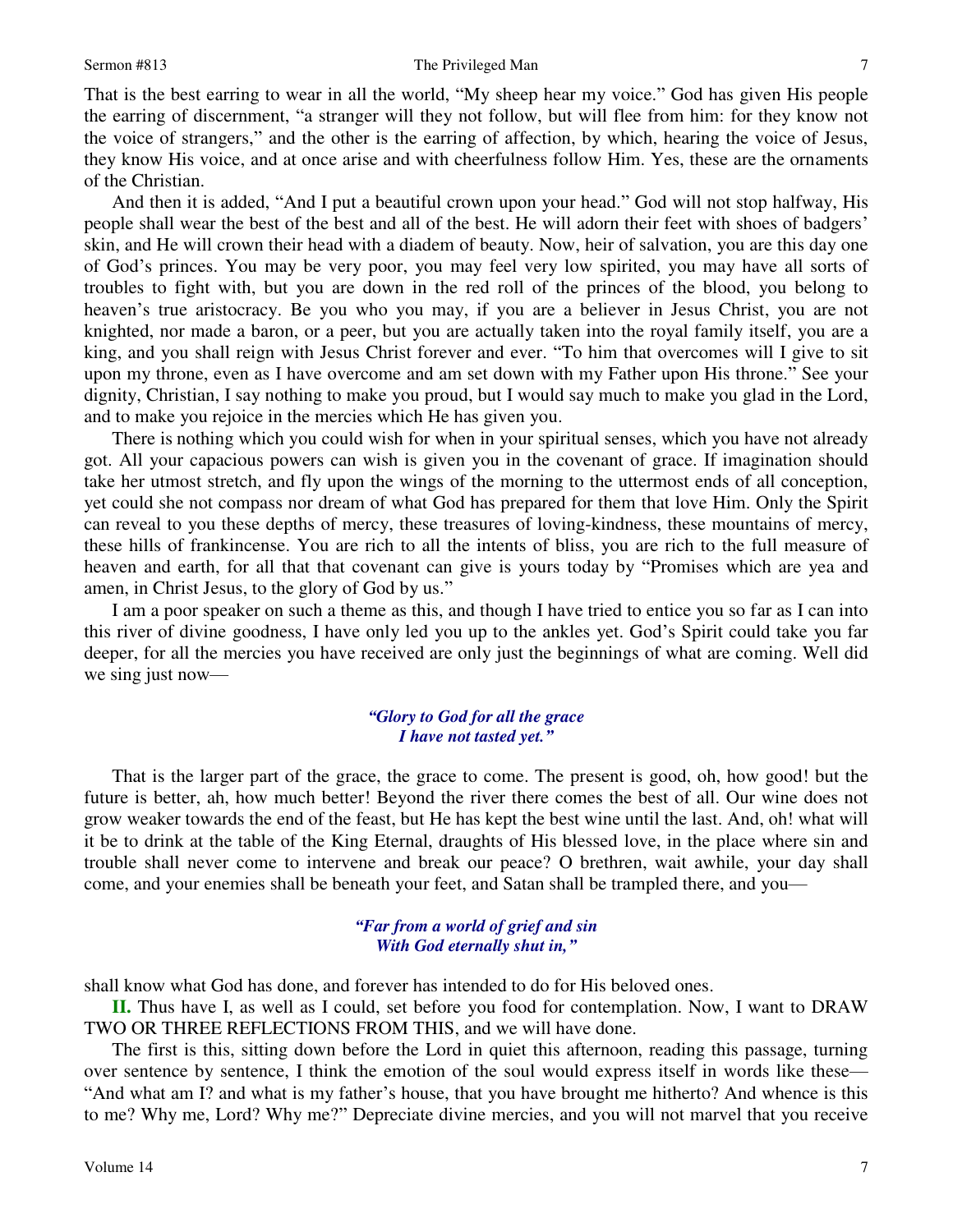That is the best earring to wear in all the world, "My sheep hear my voice." God has given His people the earring of discernment, "a stranger will they not follow, but will flee from him: for they know not the voice of strangers," and the other is the earring of affection, by which, hearing the voice of Jesus, they know His voice, and at once arise and with cheerfulness follow Him. Yes, these are the ornaments of the Christian.

And then it is added, "And I put a beautiful crown upon your head." God will not stop halfway, His people shall wear the best of the best and all of the best. He will adorn their feet with shoes of badgers' skin, and He will crown their head with a diadem of beauty. Now, heir of salvation, you are this day one of God's princes. You may be very poor, you may feel very low spirited, you may have all sorts of troubles to fight with, but you are down in the red roll of the princes of the blood, you belong to heaven's true aristocracy. Be you who you may, if you are a believer in Jesus Christ, you are not knighted, nor made a baron, or a peer, but you are actually taken into the royal family itself, you are a king, and you shall reign with Jesus Christ forever and ever. "To him that overcomes will I give to sit upon my throne, even as I have overcome and am set down with my Father upon His throne." See your dignity, Christian, I say nothing to make you proud, but I would say much to make you glad in the Lord, and to make you rejoice in the mercies which He has given you.

There is nothing which you could wish for when in your spiritual senses, which you have not already got. All your capacious powers can wish is given you in the covenant of grace. If imagination should take her utmost stretch, and fly upon the wings of the morning to the uttermost ends of all conception, yet could she not compass nor dream of what God has prepared for them that love Him. Only the Spirit can reveal to you these depths of mercy, these treasures of loving-kindness, these mountains of mercy, these hills of frankincense. You are rich to all the intents of bliss, you are rich to the full measure of heaven and earth, for all that that covenant can give is yours today by "Promises which are yea and amen, in Christ Jesus, to the glory of God by us."

I am a poor speaker on such a theme as this, and though I have tried to entice you so far as I can into this river of divine goodness, I have only led you up to the ankles yet. God's Spirit could take you far deeper, for all the mercies you have received are only just the beginnings of what are coming. Well did we sing just now—

*"Glory to God for all the grace*
*I have not tasted yet."*

That is the larger part of the grace, the grace to come. The present is good, oh, how good! but the future is better, ah, how much better! Beyond the river there comes the best of all. Our wine does not grow weaker towards the end of the feast, but He has kept the best wine until the last. And, oh! what will it be to drink at the table of the King Eternal, draughts of His blessed love, in the place where sin and trouble shall never come to intervene and break our peace? O brethren, wait awhile, your day shall come, and your enemies shall be beneath your feet, and Satan shall be trampled there, and you—

*"Far from a world of grief and sin*
*With God eternally shut in,"*

shall know what God has done, and forever has intended to do for His beloved ones.

**II.** Thus have I, as well as I could, set before you food for contemplation. Now, I want to DRAW TWO OR THREE REFLECTIONS FROM THIS, and we will have done.

The first is this, sitting down before the Lord in quiet this afternoon, reading this passage, turning over sentence by sentence, I think the emotion of the soul would express itself in words like these—"And what am I? and what is my father's house, that you have brought me hitherto? And whence is this to me? Why me, Lord? Why me?" Depreciate divine mercies, and you will not marvel that you receive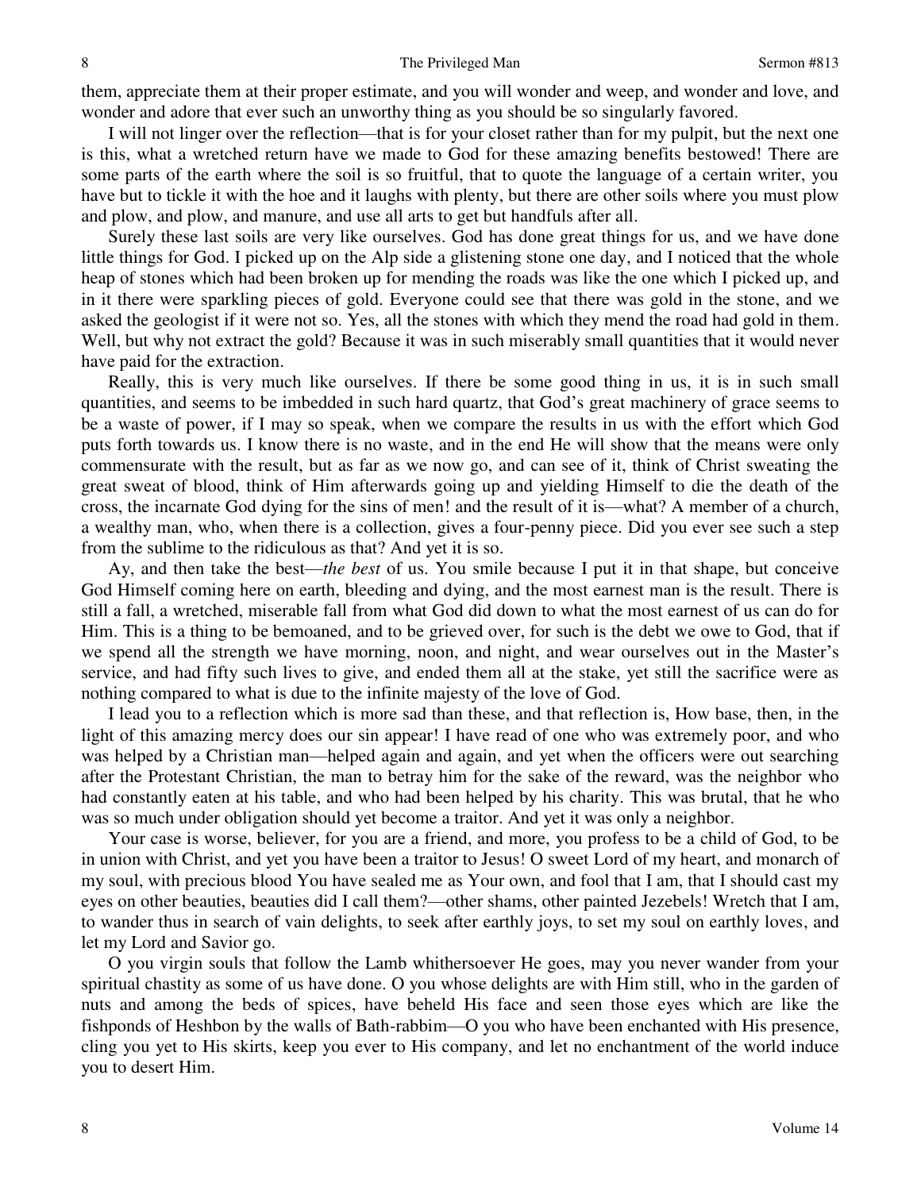them, appreciate them at their proper estimate, and you will wonder and weep, and wonder and love, and wonder and adore that ever such an unworthy thing as you should be so singularly favored.

I will not linger over the reflection—that is for your closet rather than for my pulpit, but the next one is this, what a wretched return have we made to God for these amazing benefits bestowed! There are some parts of the earth where the soil is so fruitful, that to quote the language of a certain writer, you have but to tickle it with the hoe and it laughs with plenty, but there are other soils where you must plow and plow, and plow, and manure, and use all arts to get but handfuls after all.

Surely these last soils are very like ourselves. God has done great things for us, and we have done little things for God. I picked up on the Alp side a glistening stone one day, and I noticed that the whole heap of stones which had been broken up for mending the roads was like the one which I picked up, and in it there were sparkling pieces of gold. Everyone could see that there was gold in the stone, and we asked the geologist if it were not so. Yes, all the stones with which they mend the road had gold in them. Well, but why not extract the gold? Because it was in such miserably small quantities that it would never have paid for the extraction.

Really, this is very much like ourselves. If there be some good thing in us, it is in such small quantities, and seems to be imbedded in such hard quartz, that God's great machinery of grace seems to be a waste of power, if I may so speak, when we compare the results in us with the effort which God puts forth towards us. I know there is no waste, and in the end He will show that the means were only commensurate with the result, but as far as we now go, and can see of it, think of Christ sweating the great sweat of blood, think of Him afterwards going up and yielding Himself to die the death of the cross, the incarnate God dying for the sins of men! and the result of it is—what? A member of a church, a wealthy man, who, when there is a collection, gives a four-penny piece. Did you ever see such a step from the sublime to the ridiculous as that? And yet it is so.

Ay, and then take the best—*the best* of us. You smile because I put it in that shape, but conceive God Himself coming here on earth, bleeding and dying, and the most earnest man is the result. There is still a fall, a wretched, miserable fall from what God did down to what the most earnest of us can do for Him. This is a thing to be bemoaned, and to be grieved over, for such is the debt we owe to God, that if we spend all the strength we have morning, noon, and night, and wear ourselves out in the Master's service, and had fifty such lives to give, and ended them all at the stake, yet still the sacrifice were as nothing compared to what is due to the infinite majesty of the love of God.

I lead you to a reflection which is more sad than these, and that reflection is, How base, then, in the light of this amazing mercy does our sin appear! I have read of one who was extremely poor, and who was helped by a Christian man—helped again and again, and yet when the officers were out searching after the Protestant Christian, the man to betray him for the sake of the reward, was the neighbor who had constantly eaten at his table, and who had been helped by his charity. This was brutal, that he who was so much under obligation should yet become a traitor. And yet it was only a neighbor.

Your case is worse, believer, for you are a friend, and more, you profess to be a child of God, to be in union with Christ, and yet you have been a traitor to Jesus! O sweet Lord of my heart, and monarch of my soul, with precious blood You have sealed me as Your own, and fool that I am, that I should cast my eyes on other beauties, beauties did I call them?—other shams, other painted Jezebels! Wretch that I am, to wander thus in search of vain delights, to seek after earthly joys, to set my soul on earthly loves, and let my Lord and Savior go.

O you virgin souls that follow the Lamb whithersoever He goes, may you never wander from your spiritual chastity as some of us have done. O you whose delights are with Him still, who in the garden of nuts and among the beds of spices, have beheld His face and seen those eyes which are like the fishponds of Heshbon by the walls of Bath-rabbim—O you who have been enchanted with His presence, cling you yet to His skirts, keep you ever to His company, and let no enchantment of the world induce you to desert Him.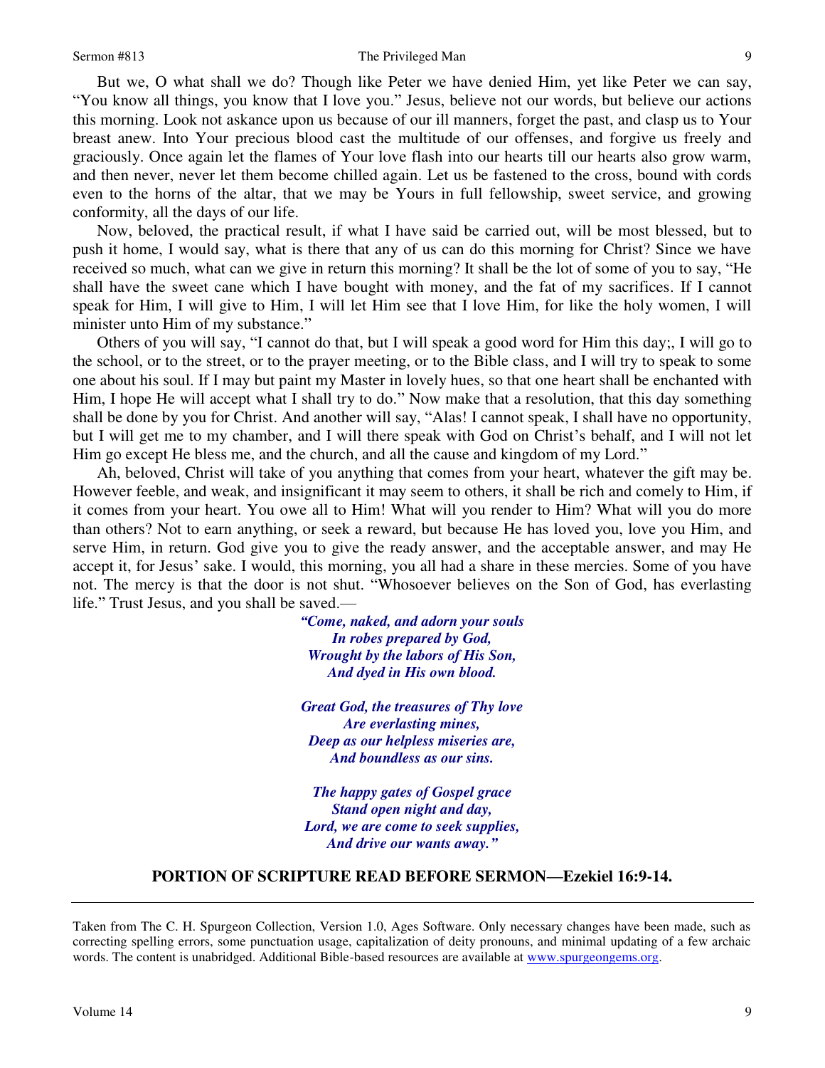But we, O what shall we do? Though like Peter we have denied Him, yet like Peter we can say, "You know all things, you know that I love you." Jesus, believe not our words, but believe our actions this morning. Look not askance upon us because of our ill manners, forget the past, and clasp us to Your breast anew. Into Your precious blood cast the multitude of our offenses, and forgive us freely and graciously. Once again let the flames of Your love flash into our hearts till our hearts also grow warm, and then never, never let them become chilled again. Let us be fastened to the cross, bound with cords even to the horns of the altar, that we may be Yours in full fellowship, sweet service, and growing conformity, all the days of our life.

Now, beloved, the practical result, if what I have said be carried out, will be most blessed, but to push it home, I would say, what is there that any of us can do this morning for Christ? Since we have received so much, what can we give in return this morning? It shall be the lot of some of you to say, "He shall have the sweet cane which I have bought with money, and the fat of my sacrifices. If I cannot speak for Him, I will give to Him, I will let Him see that I love Him, for like the holy women, I will minister unto Him of my substance."

Others of you will say, "I cannot do that, but I will speak a good word for Him this day;, I will go to the school, or to the street, or to the prayer meeting, or to the Bible class, and I will try to speak to some one about his soul. If I may but paint my Master in lovely hues, so that one heart shall be enchanted with Him, I hope He will accept what I shall try to do." Now make that a resolution, that this day something shall be done by you for Christ. And another will say, "Alas! I cannot speak, I shall have no opportunity, but I will get me to my chamber, and I will there speak with God on Christ's behalf, and I will not let Him go except He bless me, and the church, and all the cause and kingdom of my Lord."

Ah, beloved, Christ will take of you anything that comes from your heart, whatever the gift may be. However feeble, and weak, and insignificant it may seem to others, it shall be rich and comely to Him, if it comes from your heart. You owe all to Him! What will you render to Him? What will you do more than others? Not to earn anything, or seek a reward, but because He has loved you, love you Him, and serve Him, in return. God give you to give the ready answer, and the acceptable answer, and may He accept it, for Jesus' sake. I would, this morning, you all had a share in these mercies. Some of you have not. The mercy is that the door is not shut. "Whosoever believes on the Son of God, has everlasting life." Trust Jesus, and you shall be saved.—

***"Come, naked, and adorn your souls***
***In robes prepared by God,***
***Wrought by the labors of His Son,***
***And dyed in His own blood.***

***Great God, the treasures of Thy love***
***Are everlasting mines,***
***Deep as our helpless miseries are,***
***And boundless as our sins.***

***The happy gates of Gospel grace***
***Stand open night and day,***
***Lord, we are come to seek supplies,***
***And drive our wants away."***

**PORTION OF SCRIPTURE READ BEFORE SERMON—Ezekiel 16:9-14.**

---

Taken from The C. H. Spurgeon Collection, Version 1.0, Ages Software. Only necessary changes have been made, such as correcting spelling errors, some punctuation usage, capitalization of deity pronouns, and minimal updating of a few archaic words. The content is unabridged. Additional Bible-based resources are available at www.spurgeongems.org.